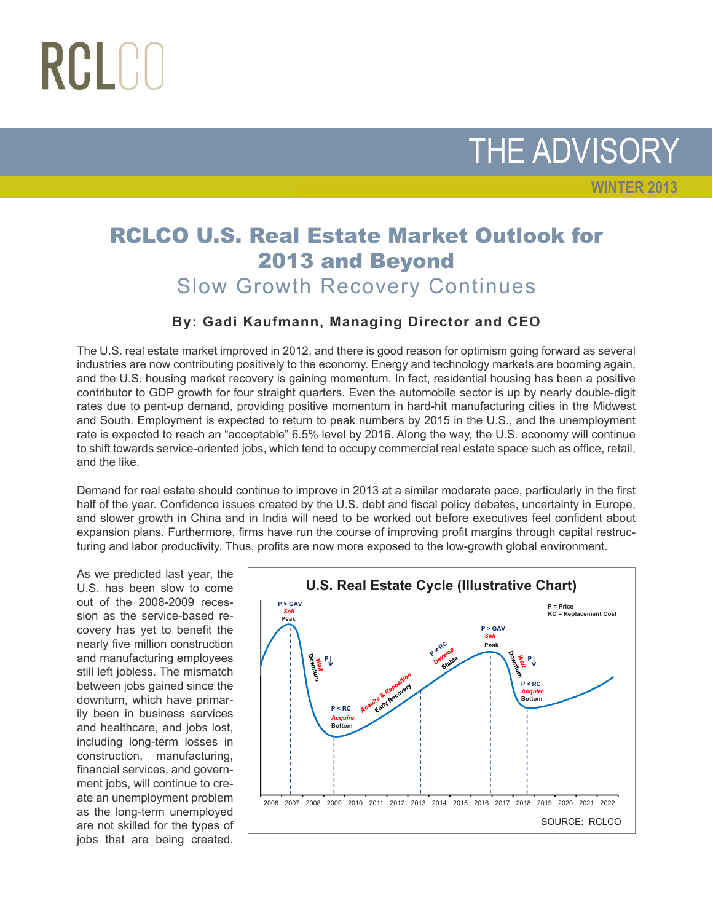RCLCO

# THE ADVISORY

**WINTER 2013**

# RCLCO U.S. Real Estate Market Outlook for 2013 and Beyond

## Slow Growth Recovery Continues

**By: Gadi Kaufmann, Managing Director and CEO**

The U.S. real estate market improved in 2012, and there is good reason for optimism going forward as several industries are now contributing positively to the economy. Energy and technology markets are booming again, and the U.S. housing market recovery is gaining momentum. In fact, residential housing has been a positive contributor to GDP growth for four straight quarters. Even the automobile sector is up by nearly double-digit rates due to pent-up demand, providing positive momentum in hard-hit manufacturing cities in the Midwest and South. Employment is expected to return to peak numbers by 2015 in the U.S., and the unemployment rate is expected to reach an "acceptable" 6.5% level by 2016. Along the way, the U.S. economy will continue to shift towards service-oriented jobs, which tend to occupy commercial real estate space such as office, retail, and the like.

Demand for real estate should continue to improve in 2013 at a similar moderate pace, particularly in the first half of the year. Confidence issues created by the U.S. debt and fiscal policy debates, uncertainty in Europe, and slower growth in China and in India will need to be worked out before executives feel confident about expansion plans. Furthermore, firms have run the course of improving profit margins through capital restructuring and labor productivity. Thus, profits are now more exposed to the low-growth global environment.

As we predicted last year, the U.S. has been slow to come out of the 2008-2009 recession as the service-based recovery has yet to benefit the nearly five million construction and manufacturing employees still left jobless. The mismatch between jobs gained since the downturn, which have primarily been in business services and healthcare, and jobs lost, including long-term losses in construction, manufacturing, financial services, and government jobs, will continue to create an unemployment problem as the long-term unemployed are not skilled for the types of jobs that are being created.

**U.S. Real Estate Cycle (Illustrative Chart)**

P = Price
RC = Replacement Cost

SOURCE: RCLCO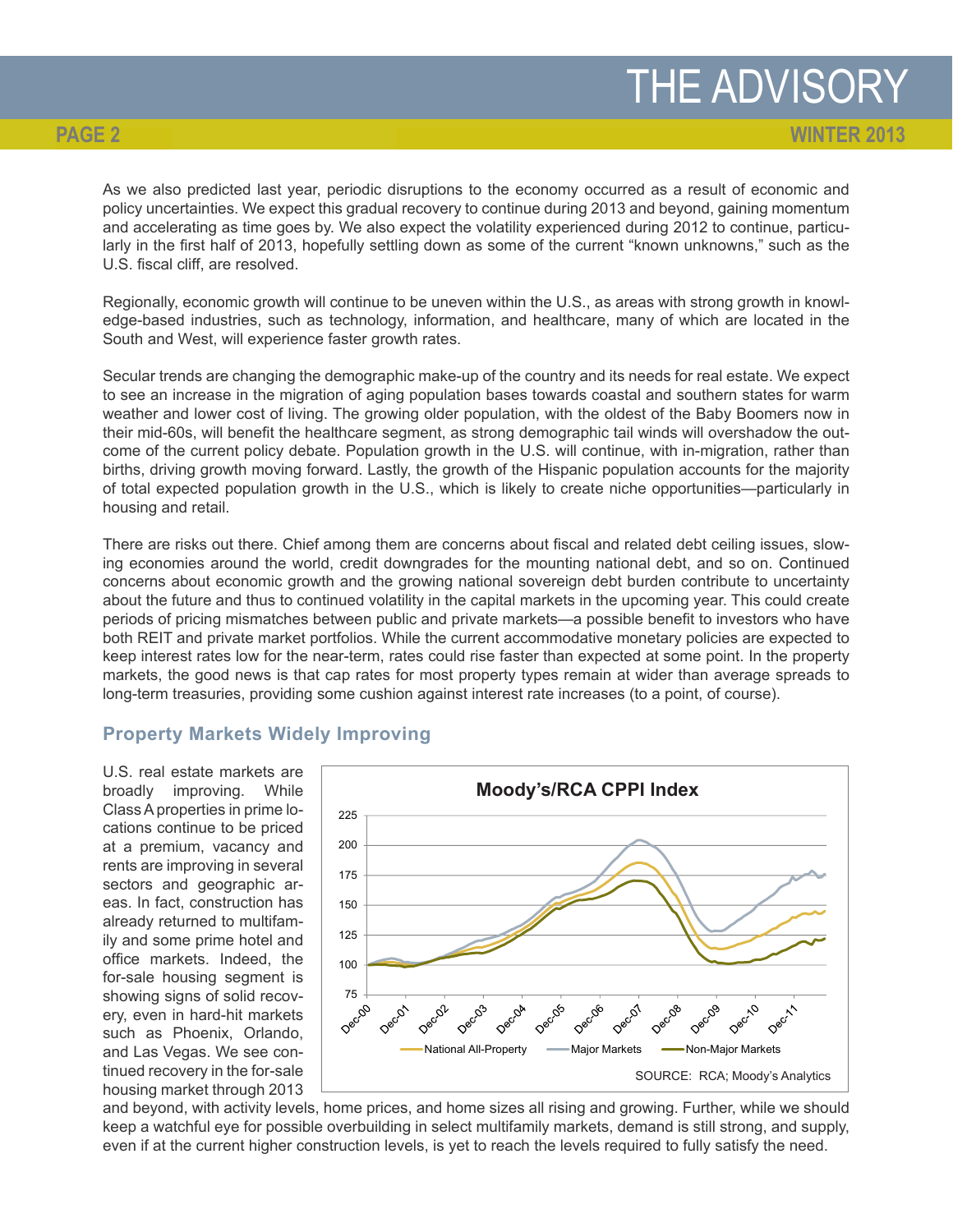As we also predicted last year, periodic disruptions to the economy occurred as a result of economic and policy uncertainties. We expect this gradual recovery to continue during 2013 and beyond, gaining momentum and accelerating as time goes by. We also expect the volatility experienced during 2012 to continue, particularly in the first half of 2013, hopefully settling down as some of the current "known unknowns," such as the U.S. fiscal cliff, are resolved.

Regionally, economic growth will continue to be uneven within the U.S., as areas with strong growth in knowledge-based industries, such as technology, information, and healthcare, many of which are located in the South and West, will experience faster growth rates.

Secular trends are changing the demographic make-up of the country and its needs for real estate. We expect to see an increase in the migration of aging population bases towards coastal and southern states for warm weather and lower cost of living. The growing older population, with the oldest of the Baby Boomers now in their mid-60s, will benefit the healthcare segment, as strong demographic tail winds will overshadow the outcome of the current policy debate. Population growth in the U.S. will continue, with in-migration, rather than births, driving growth moving forward. Lastly, the growth of the Hispanic population accounts for the majority of total expected population growth in the U.S., which is likely to create niche opportunities—particularly in housing and retail.

There are risks out there. Chief among them are concerns about fiscal and related debt ceiling issues, slowing economies around the world, credit downgrades for the mounting national debt, and so on. Continued concerns about economic growth and the growing national sovereign debt burden contribute to uncertainty about the future and thus to continued volatility in the capital markets in the upcoming year. This could create periods of pricing mismatches between public and private markets—a possible benefit to investors who have both REIT and private market portfolios. While the current accommodative monetary policies are expected to keep interest rates low for the near-term, rates could rise faster than expected at some point. In the property markets, the good news is that cap rates for most property types remain at wider than average spreads to long-term treasuries, providing some cushion against interest rate increases (to a point, of course).

## Property Markets Widely Improving

U.S. real estate markets are broadly improving. While Class A properties in prime locations continue to be priced at a premium, vacancy and rents are improving in several sectors and geographic areas. In fact, construction has already returned to multifamily and some prime hotel and office markets. Indeed, the for-sale housing segment is showing signs of solid recovery, even in hard-hit markets such as Phoenix, Orlando, and Las Vegas. We see continued recovery in the for-sale housing market through 2013 and beyond, with activity levels, home prices, and home sizes all rising and growing. Further, while we should keep a watchful eye for possible overbuilding in select multifamily markets, demand is still strong, and supply, even if at the current higher construction levels, is yet to reach the levels required to fully satisfy the need.

**Moody's/RCA CPPI Index**

Legend: National All-Property; Major Markets; Non-Major Markets

SOURCE: RCA; Moody's Analytics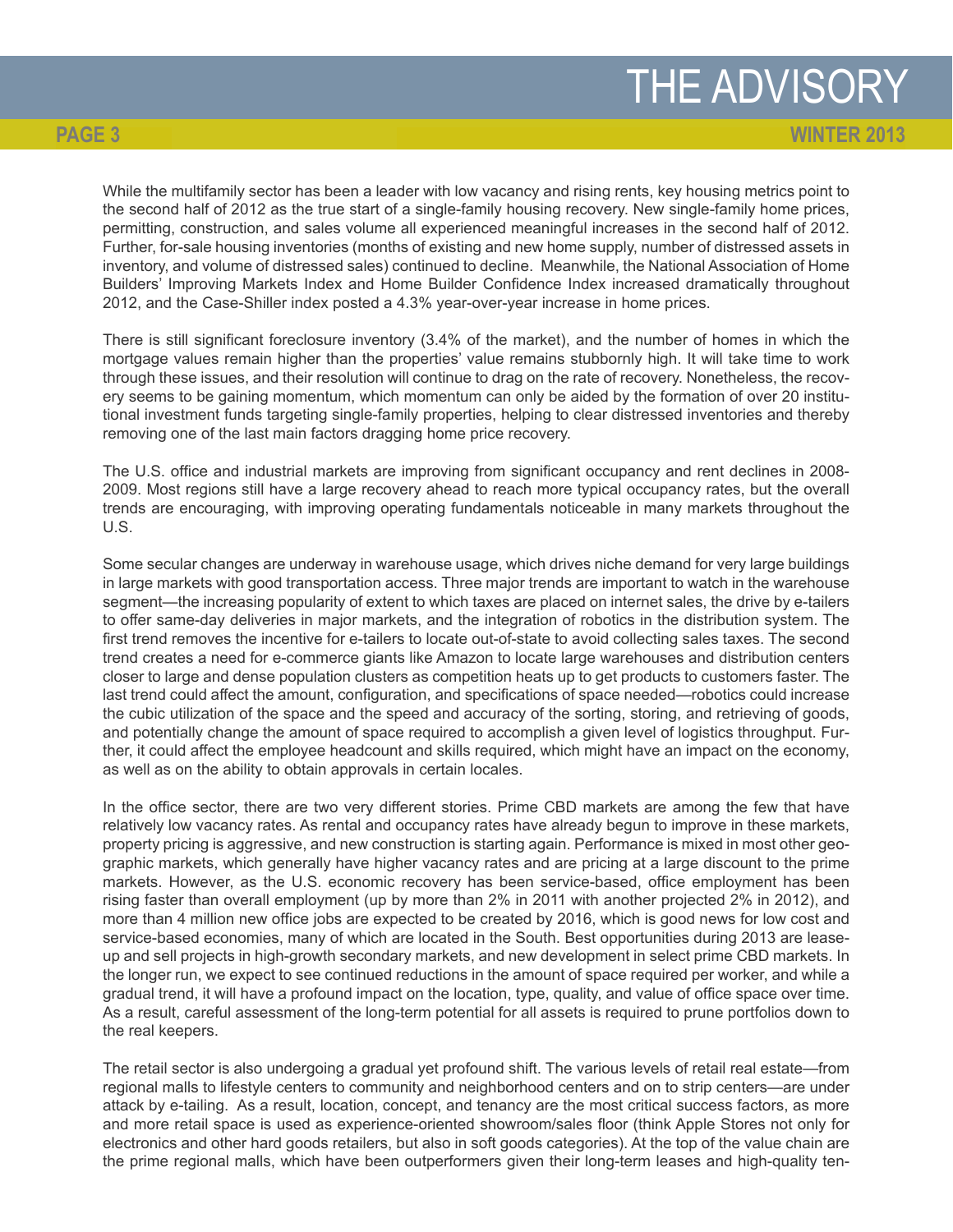While the multifamily sector has been a leader with low vacancy and rising rents, key housing metrics point to the second half of 2012 as the true start of a single-family housing recovery. New single-family home prices, permitting, construction, and sales volume all experienced meaningful increases in the second half of 2012. Further, for-sale housing inventories (months of existing and new home supply, number of distressed assets in inventory, and volume of distressed sales) continued to decline. Meanwhile, the National Association of Home Builders' Improving Markets Index and Home Builder Confidence Index increased dramatically throughout 2012, and the Case-Shiller index posted a 4.3% year-over-year increase in home prices.

There is still significant foreclosure inventory (3.4% of the market), and the number of homes in which the mortgage values remain higher than the properties' value remains stubbornly high. It will take time to work through these issues, and their resolution will continue to drag on the rate of recovery. Nonetheless, the recovery seems to be gaining momentum, which momentum can only be aided by the formation of over 20 institutional investment funds targeting single-family properties, helping to clear distressed inventories and thereby removing one of the last main factors dragging home price recovery.

The U.S. office and industrial markets are improving from significant occupancy and rent declines in 2008-2009. Most regions still have a large recovery ahead to reach more typical occupancy rates, but the overall trends are encouraging, with improving operating fundamentals noticeable in many markets throughout the U.S.

Some secular changes are underway in warehouse usage, which drives niche demand for very large buildings in large markets with good transportation access. Three major trends are important to watch in the warehouse segment—the increasing popularity of extent to which taxes are placed on internet sales, the drive by e-tailers to offer same-day deliveries in major markets, and the integration of robotics in the distribution system. The first trend removes the incentive for e-tailers to locate out-of-state to avoid collecting sales taxes. The second trend creates a need for e-commerce giants like Amazon to locate large warehouses and distribution centers closer to large and dense population clusters as competition heats up to get products to customers faster. The last trend could affect the amount, configuration, and specifications of space needed—robotics could increase the cubic utilization of the space and the speed and accuracy of the sorting, storing, and retrieving of goods, and potentially change the amount of space required to accomplish a given level of logistics throughput. Further, it could affect the employee headcount and skills required, which might have an impact on the economy, as well as on the ability to obtain approvals in certain locales.

In the office sector, there are two very different stories. Prime CBD markets are among the few that have relatively low vacancy rates. As rental and occupancy rates have already begun to improve in these markets, property pricing is aggressive, and new construction is starting again. Performance is mixed in most other geographic markets, which generally have higher vacancy rates and are pricing at a large discount to the prime markets. However, as the U.S. economic recovery has been service-based, office employment has been rising faster than overall employment (up by more than 2% in 2011 with another projected 2% in 2012), and more than 4 million new office jobs are expected to be created by 2016, which is good news for low cost and service-based economies, many of which are located in the South. Best opportunities during 2013 are lease-up and sell projects in high-growth secondary markets, and new development in select prime CBD markets. In the longer run, we expect to see continued reductions in the amount of space required per worker, and while a gradual trend, it will have a profound impact on the location, type, quality, and value of office space over time. As a result, careful assessment of the long-term potential for all assets is required to prune portfolios down to the real keepers.

The retail sector is also undergoing a gradual yet profound shift. The various levels of retail real estate—from regional malls to lifestyle centers to community and neighborhood centers and on to strip centers—are under attack by e-tailing. As a result, location, concept, and tenancy are the most critical success factors, as more and more retail space is used as experience-oriented showroom/sales floor (think Apple Stores not only for electronics and other hard goods retailers, but also in soft goods categories). At the top of the value chain are the prime regional malls, which have been outperformers given their long-term leases and high-quality ten-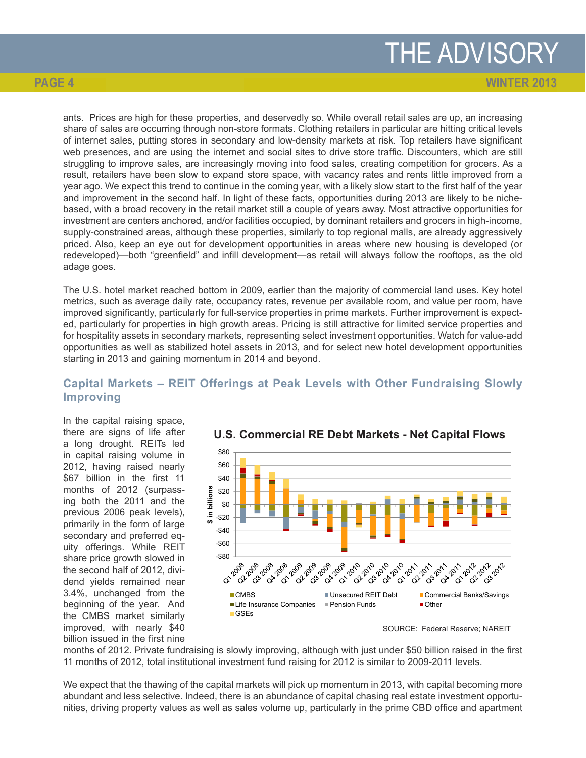ants. Prices are high for these properties, and deservedly so. While overall retail sales are up, an increasing share of sales are occurring through non-store formats. Clothing retailers in particular are hitting critical levels of internet sales, putting stores in secondary and low-density markets at risk. Top retailers have significant web presences, and are using the internet and social sites to drive store traffic. Discounters, which are still struggling to improve sales, are increasingly moving into food sales, creating competition for grocers. As a result, retailers have been slow to expand store space, with vacancy rates and rents little improved from a year ago. We expect this trend to continue in the coming year, with a likely slow start to the first half of the year and improvement in the second half. In light of these facts, opportunities during 2013 are likely to be niche-based, with a broad recovery in the retail market still a couple of years away. Most attractive opportunities for investment are centers anchored, and/or facilities occupied, by dominant retailers and grocers in high-income, supply-constrained areas, although these properties, similarly to top regional malls, are already aggressively priced. Also, keep an eye out for development opportunities in areas where new housing is developed (or redeveloped)—both "greenfield" and infill development—as retail will always follow the rooftops, as the old adage goes.

The U.S. hotel market reached bottom in 2009, earlier than the majority of commercial land uses. Key hotel metrics, such as average daily rate, occupancy rates, revenue per available room, and value per room, have improved significantly, particularly for full-service properties in prime markets. Further improvement is expected, particularly for properties in high growth areas. Pricing is still attractive for limited service properties and for hospitality assets in secondary markets, representing select investment opportunities. Watch for value-add opportunities as well as stabilized hotel assets in 2013, and for select new hotel development opportunities starting in 2013 and gaining momentum in 2014 and beyond.

## Capital Markets – REIT Offerings at Peak Levels with Other Fundraising Slowly Improving

In the capital raising space, there are signs of life after a long drought. REITs led in capital raising volume in 2012, having raised nearly $67 billion in the first 11 months of 2012 (surpassing both the 2011 and the previous 2006 peak levels), primarily in the form of large secondary and preferred equity offerings. While REIT share price growth slowed in the second half of 2012, dividend yields remained near 3.4%, unchanged from the beginning of the year. And the CMBS market similarly improved, with nearly $40 billion issued in the first nine months of 2012. Private fundraising is slowly improving, although with just under $50 billion raised in the first 11 months of 2012, total institutional investment fund raising for 2012 is similar to 2009-2011 levels.

**U.S. Commercial RE Debt Markets - Net Capital Flows**

SOURCE: Federal Reserve; NAREIT

We expect that the thawing of the capital markets will pick up momentum in 2013, with capital becoming more abundant and less selective. Indeed, there is an abundance of capital chasing real estate investment opportunities, driving property values as well as sales volume up, particularly in the prime CBD office and apartment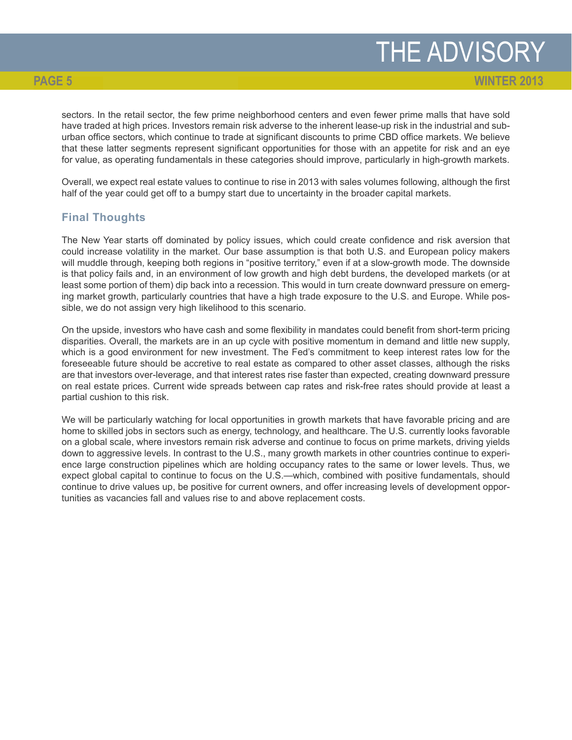sectors. In the retail sector, the few prime neighborhood centers and even fewer prime malls that have sold have traded at high prices. Investors remain risk adverse to the inherent lease-up risk in the industrial and suburban office sectors, which continue to trade at significant discounts to prime CBD office markets. We believe that these latter segments represent significant opportunities for those with an appetite for risk and an eye for value, as operating fundamentals in these categories should improve, particularly in high-growth markets.

Overall, we expect real estate values to continue to rise in 2013 with sales volumes following, although the first half of the year could get off to a bumpy start due to uncertainty in the broader capital markets.

## Final Thoughts

The New Year starts off dominated by policy issues, which could create confidence and risk aversion that could increase volatility in the market. Our base assumption is that both U.S. and European policy makers will muddle through, keeping both regions in "positive territory," even if at a slow-growth mode. The downside is that policy fails and, in an environment of low growth and high debt burdens, the developed markets (or at least some portion of them) dip back into a recession. This would in turn create downward pressure on emerging market growth, particularly countries that have a high trade exposure to the U.S. and Europe. While possible, we do not assign very high likelihood to this scenario.

On the upside, investors who have cash and some flexibility in mandates could benefit from short-term pricing disparities. Overall, the markets are in an up cycle with positive momentum in demand and little new supply, which is a good environment for new investment. The Fed's commitment to keep interest rates low for the foreseeable future should be accretive to real estate as compared to other asset classes, although the risks are that investors over-leverage, and that interest rates rise faster than expected, creating downward pressure on real estate prices. Current wide spreads between cap rates and risk-free rates should provide at least a partial cushion to this risk.

We will be particularly watching for local opportunities in growth markets that have favorable pricing and are home to skilled jobs in sectors such as energy, technology, and healthcare. The U.S. currently looks favorable on a global scale, where investors remain risk adverse and continue to focus on prime markets, driving yields down to aggressive levels. In contrast to the U.S., many growth markets in other countries continue to experience large construction pipelines which are holding occupancy rates to the same or lower levels. Thus, we expect global capital to continue to focus on the U.S.—which, combined with positive fundamentals, should continue to drive values up, be positive for current owners, and offer increasing levels of development opportunities as vacancies fall and values rise to and above replacement costs.